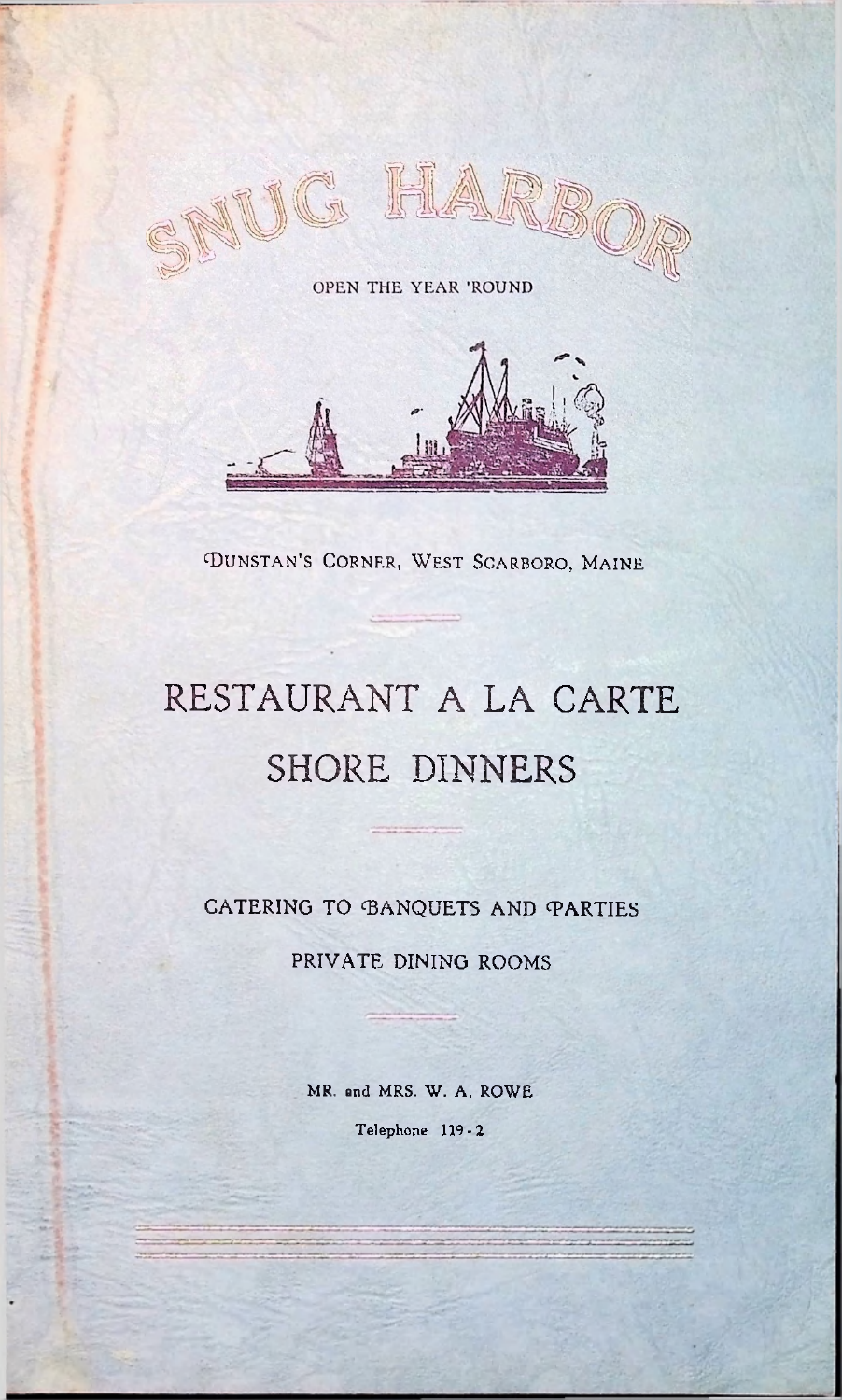# SNUG HARBOR

OPEN THE YEAR 'ROUND

DUNSTAN'S CORNER, WEST SCARBORO, MAINE

## RESTAURANT A LA CARTE

## SHORE DINNERS

CATERING TO BANQUETS AND PARTIES

PRIVATE DINING ROOMS

MR. and MRS. W. A. ROWE

Telephone 119-2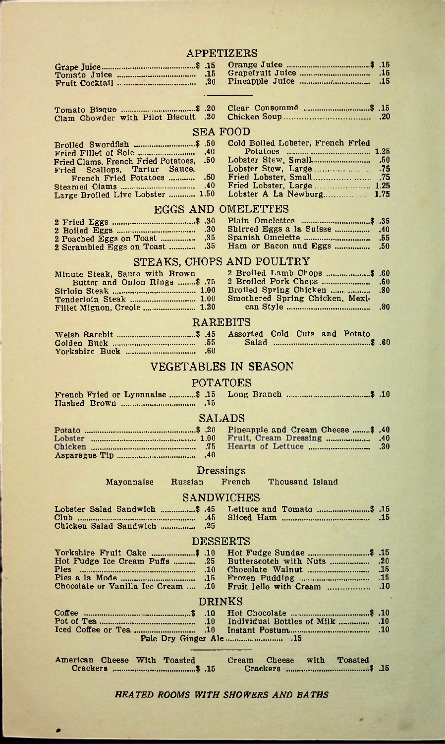## APPETIZERS

| | | | |
|---|---|---|---|
| Grape Juice | $ .15 | Orange Juice | $ .15 |
| Tomato Juice | .15 | Grapefruit Juice | .15 |
| Fruit Cocktail | .20 | Pineapple Juice | .15 |

| | | | |
|---|---|---|---|
| Tomato Bisque | $ .20 | Clear Consommé | $ .15 |
| Clam Chowder with Pilot Biscuit | .20 | Chicken Soup | .20 |

## SEA FOOD

| | | | |
|---|---|---|---|
| Broiled Swordfish | $ .50 | Cold Boiled Lobster, French Fried Potatoes | 1.25 |
| Fried Fillet of Sole | .40 | Lobster Stew, Small | .50 |
| Fried Clams, French Fried Potatoes | .50 | Lobster Stew, Large | .75 |
| Fried Scallops, Tartar Sauce, French Fried Potatoes | .60 | Fried Lobster, Small | .75 |
| Steamed Clams | .40 | Fried Lobster, Large | 1.25 |
| Large Broiled Live Lobster | 1.50 | Lobster A La Newburg | 1.75 |

## EGGS AND OMELETTES

| | | | |
|---|---|---|---|
| 2 Fried Eggs | $ .30 | Plain Omelettes | $ .35 |
| 2 Boiled Eggs | .30 | Shirred Eggs a la Suisse | .40 |
| 2 Poached Eggs on Toast | .35 | Spanish Omelette | .55 |
| 2 Scrambled Eggs on Toast | .35 | Ham or Bacon and Eggs | .50 |

## STEAKS, CHOPS AND POULTRY

| | | | |
|---|---|---|---|
| Minute Steak, Saute with Brown Butter and Onion Rings | $ .75 | 2 Broiled Lamb Chops | $ .60 |
| Sirloin Steak | 1.00 | 2 Broiled Pork Chops | .60 |
| Tenderloin Steak | 1.00 | Broiled Spring Chicken | .80 |
| Fillet Mignon, Creole | 1.20 | Smothered Spring Chicken, Mexican Style | .80 |

## RAREBITS

| | | | |
|---|---|---|---|
| Welsh Rarebit | $ .45 | Assorted Cold Cuts and Potato Salad | $ .60 |
| Golden Buck | .55 | | |
| Yorkshire Buck | .60 | | |

## VEGETABLES IN SEASON

## POTATOES

| | | | |
|---|---|---|---|
| French Fried or Lyonnaise | $ .15 | Long Branch | $ .10 |
| Hashed Brown | .15 | | |

## SALADS

| | | | |
|---|---|---|---|
| Potato | $ .20 | Pineapple and Cream Cheese | $ .40 |
| Lobster | 1.00 | Fruit, Cream Dressing | .40 |
| Chicken | .75 | Hearts of Lettuce | .30 |
| Asparagus Tip | .40 | | |

### Dressings

Mayonnaise Russian French Thousand Island

## SANDWICHES

| | | | |
|---|---|---|---|
| Lobster Salad Sandwich | $ .45 | Lettuce and Tomato | $ .15 |
| Club | .45 | Sliced Ham | .15 |
| Chicken Salad Sandwich | .25 | | |

## DESSERTS

| | | | |
|---|---|---|---|
| Yorkshire Fruit Cake | $ .10 | Hot Fudge Sundae | $ .15 |
| Hot Fudge Ice Cream Puffs | .25 | Butterscotch with Nuts | .20 |
| Pies | .10 | Chocolate Walnut | .15 |
| Pies a la Mode | .15 | Frozen Pudding | .15 |
| Chocolate or Vanilla Ice Cream | .10 | Fruit Jello with Cream | .10 |

## DRINKS

| | | | |
|---|---|---|---|
| Coffee | $ .10 | Hot Chocolate | $ .10 |
| Pot of Tea | .10 | Individual Bottles of Milk | .10 |
| Iced Coffee or Tea | .10 | Instant Postum | .10 |

Pale Dry Ginger Ale .15

| | | | |
|---|---|---|---|
| American Cheese With Toasted Crackers | $ .15 | Cream Cheese with Toasted Crackers | $ .15 |

***HEATED ROOMS WITH SHOWERS AND BATHS***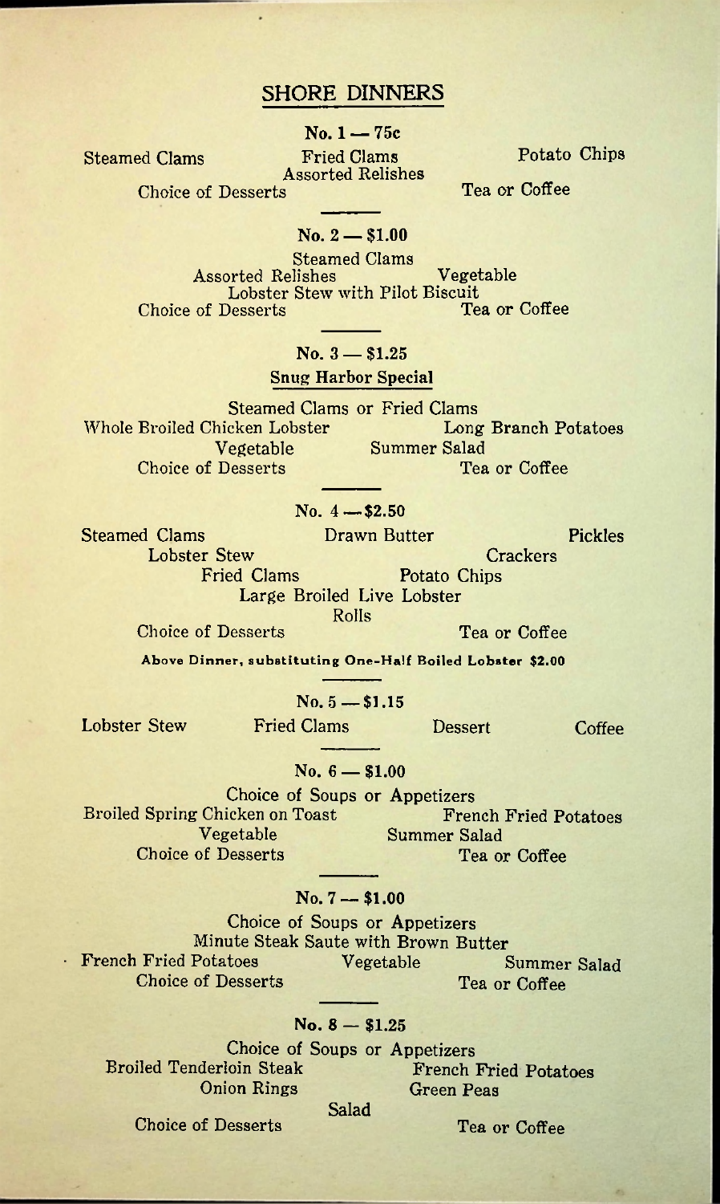# SHORE DINNERS

### No. 1 — 75c

Steamed Clams
Fried Clams
Potato Chips
Assorted Relishes
Choice of Desserts
Tea or Coffee

---

### No. 2 — $1.00

Steamed Clams
Assorted Relishes
Vegetable
Lobster Stew with Pilot Biscuit
Choice of Desserts
Tea or Coffee

---

### No. 3 — $1.25

**Snug Harbor Special**

Steamed Clams or Fried Clams
Whole Broiled Chicken Lobster
Long Branch Potatoes
Vegetable
Summer Salad
Choice of Desserts
Tea or Coffee

---

### No. 4 — $2.50

Steamed Clams
Drawn Butter
Pickles
Lobster Stew
Crackers
Fried Clams
Potato Chips
Large Broiled Live Lobster
Rolls
Choice of Desserts
Tea or Coffee

**Above Dinner, substituting One-Half Boiled Lobster $2.00**

---

### No. 5 — $1.15

Lobster Stew
Fried Clams
Dessert
Coffee

---

### No. 6 — $1.00

Choice of Soups or Appetizers
Broiled Spring Chicken on Toast
French Fried Potatoes
Vegetable
Summer Salad
Choice of Desserts
Tea or Coffee

---

### No. 7 — $1.00

Choice of Soups or Appetizers
Minute Steak Saute with Brown Butter
French Fried Potatoes
Vegetable
Summer Salad
Choice of Desserts
Tea or Coffee

---

### No. 8 — $1.25

Choice of Soups or Appetizers
Broiled Tenderloin Steak
French Fried Potatoes
Onion Rings
Green Peas
Salad
Choice of Desserts
Tea or Coffee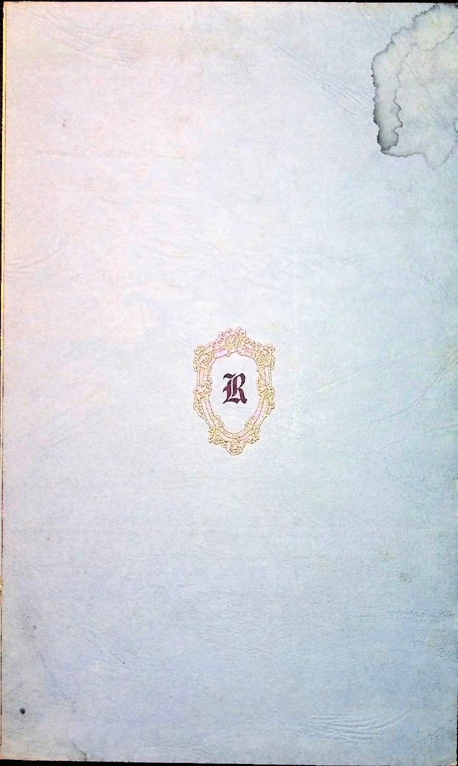B